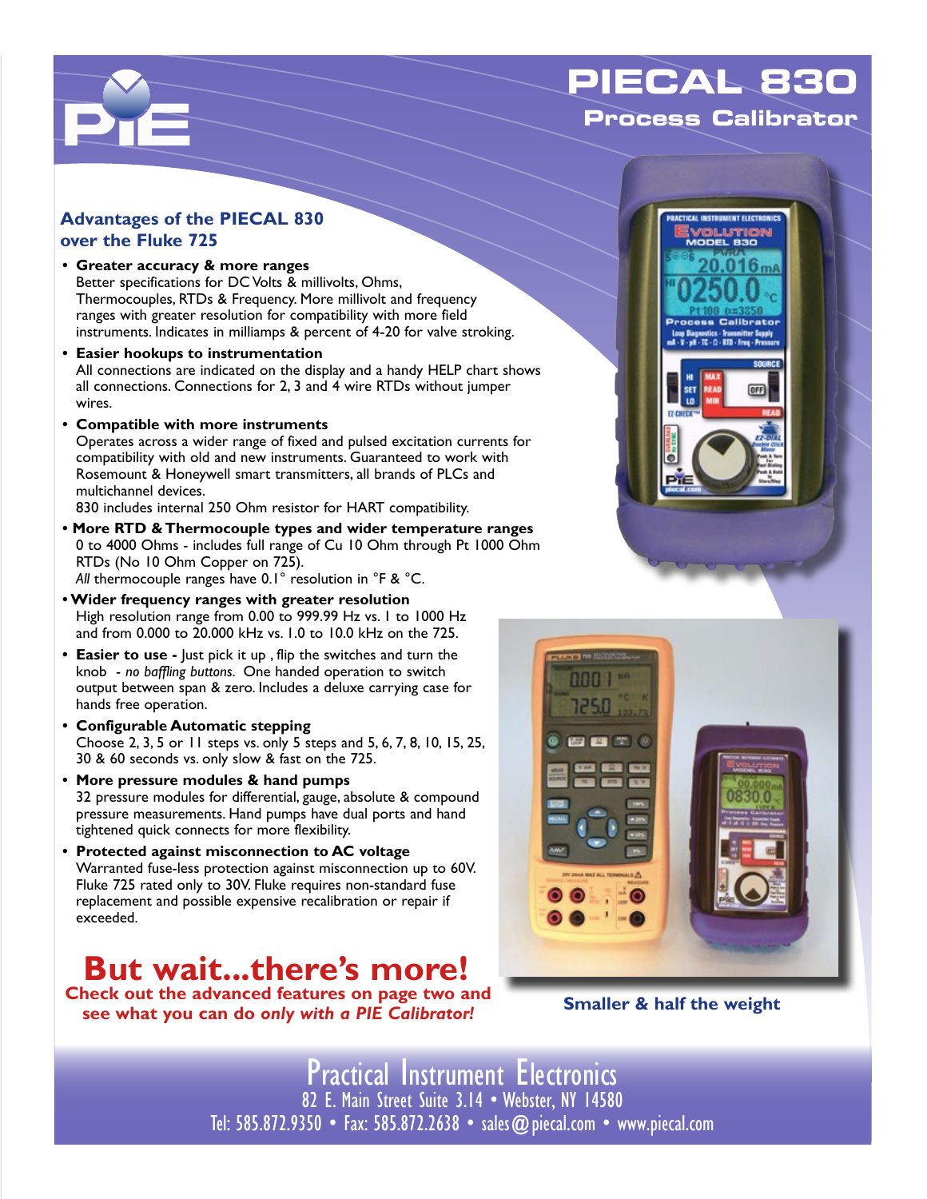# PIECAL 830

## Process Calibrator

### Advantages of the PIECAL 830 over the Fluke 725

- **Greater accuracy & more ranges**
  Better specifications for DC Volts & millivolts, Ohms, Thermocouples, RTDs & Frequency. More millivolt and frequency ranges with greater resolution for compatibility with more field instruments. Indicates in milliamps & percent of 4-20 for valve stroking.
- **Easier hookups to instrumentation**
  All connections are indicated on the display and a handy HELP chart shows all connections. Connections for 2, 3 and 4 wire RTDs without jumper wires.
- **Compatible with more instruments**
  Operates across a wider range of fixed and pulsed excitation currents for compatibility with old and new instruments. Guaranteed to work with Rosemount & Honeywell smart transmitters, all brands of PLCs and multichannel devices.
  830 includes internal 250 Ohm resistor for HART compatibility.
- **More RTD & Thermocouple types and wider temperature ranges**
  0 to 4000 Ohms - includes full range of Cu 10 Ohm through Pt 1000 Ohm RTDs (No 10 Ohm Copper on 725).
  *All* thermocouple ranges have 0.1° resolution in °F & °C.
- **Wider frequency ranges with greater resolution**
  High resolution range from 0.00 to 999.99 Hz vs. 1 to 1000 Hz and from 0.000 to 20.000 kHz vs. 1.0 to 10.0 kHz on the 725.
- **Easier to use -** Just pick it up , flip the switches and turn the knob - *no baffling buttons.* One handed operation to switch output between span & zero. Includes a deluxe carrying case for hands free operation.
- **Configurable Automatic stepping**
  Choose 2, 3, 5 or 11 steps vs. only 5 steps and 5, 6, 7, 8, 10, 15, 25, 30 & 60 seconds vs. only slow & fast on the 725.
- **More pressure modules & hand pumps**
  32 pressure modules for differential, gauge, absolute & compound pressure measurements. Hand pumps have dual ports and hand tightened quick connects for more flexibility.
- **Protected against misconnection to AC voltage**
  Warranted fuse-less protection against misconnection up to 60V. Fluke 725 rated only to 30V. Fluke requires non-standard fuse replacement and possible expensive recalibration or repair if exceeded.

## But wait...there's more!

**Check out the advanced features on page two and see what you can do *only with a PIE Calibrator!***

**Smaller & half the weight**

Practical Instrument Electronics
82 E. Main Street Suite 3.14 • Webster, NY 14580
Tel: 585.872.9350 • Fax: 585.872.2638 • sales@piecal.com • www.piecal.com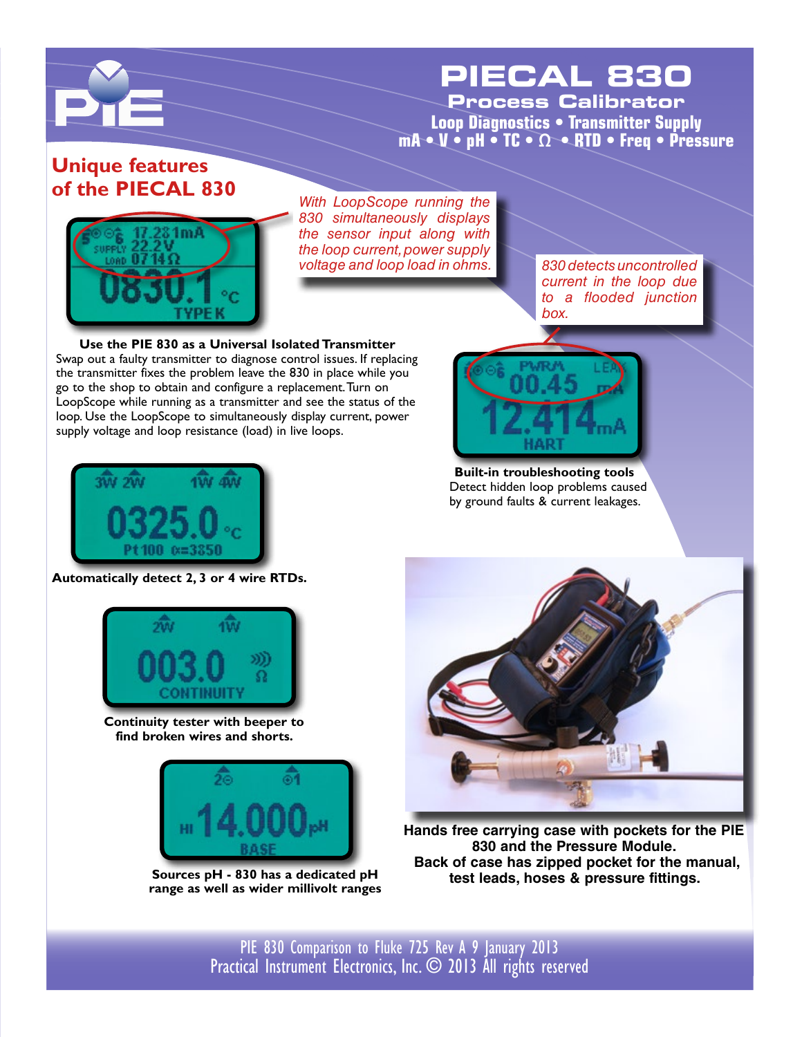# PIECAL 830

## Process Calibrator

**Loop Diagnostics • Transmitter Supply**
**mA • V • pH • TC • Ω • RTD • Freq • Pressure**

## Unique features of the PIECAL 830

*With LoopScope running the 830 simultaneously displays the sensor input along with the loop current, power supply voltage and loop load in ohms.*

*830 detects uncontrolled current in the loop due to a flooded junction box.*

**Use the PIE 830 as a Universal Isolated Transmitter**

Swap out a faulty transmitter to diagnose control issues. If replacing the transmitter fixes the problem leave the 830 in place while you go to the shop to obtain and configure a replacement. Turn on LoopScope while running as a transmitter and see the status of the loop. Use the LoopScope to simultaneously display current, power supply voltage and loop resistance (load) in live loops.

**Built-in troubleshooting tools**
Detect hidden loop problems caused by ground faults & current leakages.

**Automatically detect 2, 3 or 4 wire RTDs.**

**Continuity tester with beeper to find broken wires and shorts.**

**Sources pH - 830 has a dedicated pH range as well as wider millivolt ranges**

**Hands free carrying case with pockets for the PIE 830 and the Pressure Module.**
**Back of case has zipped pocket for the manual, test leads, hoses & pressure fittings.**

PIE 830 Comparison to Fluke 725 Rev A 9 January 2013
Practical Instrument Electronics, Inc. © 2013 All rights reserved